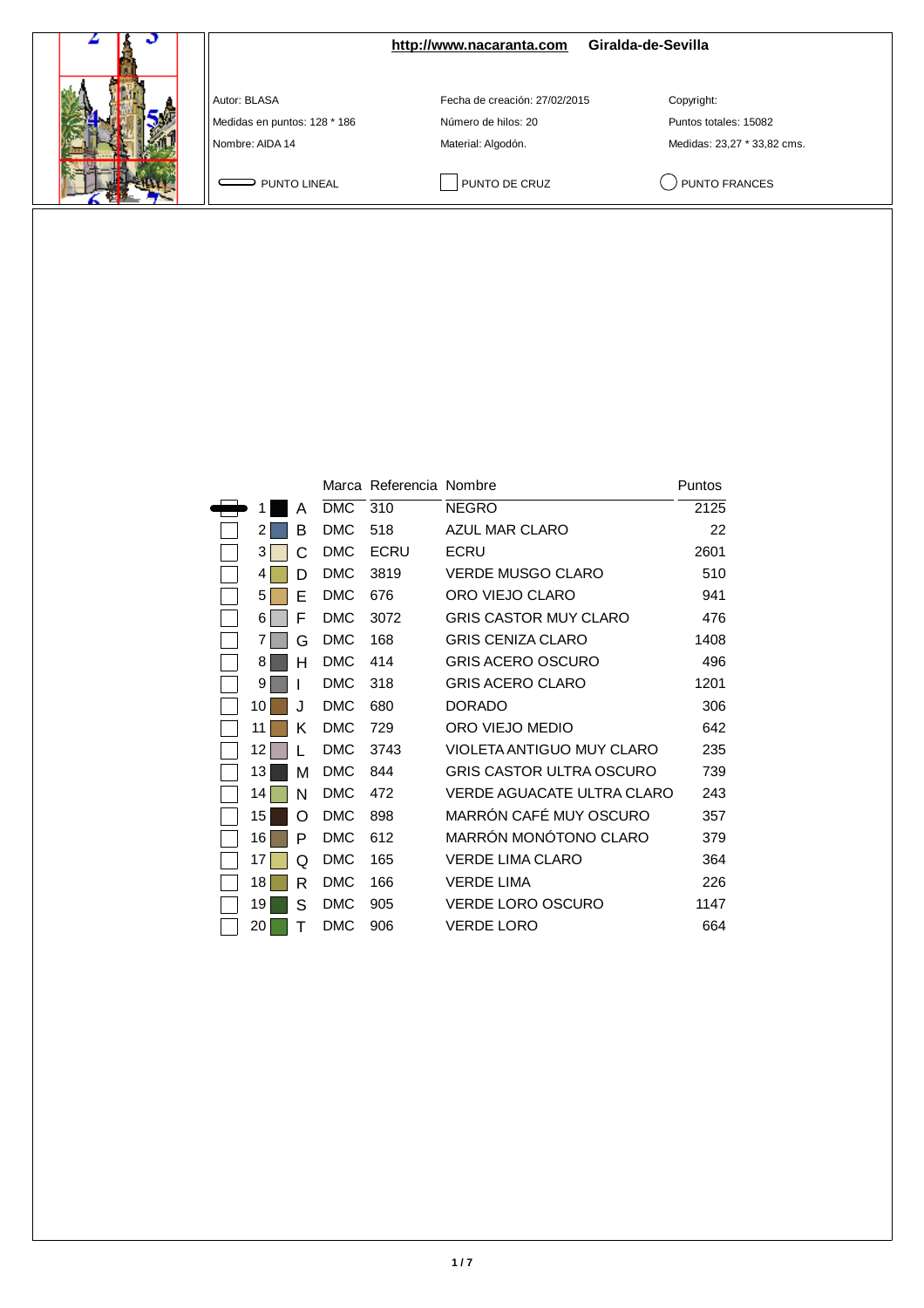**http://www.nacaranta.com** **Giralda-de-Sevilla**

| | | |
|---|---|---|
| Autor: BLASA | Fecha de creación: 27/02/2015 | Copyright: |
| Medidas en puntos: 128 * 186 | Número de hilos: 20 | Puntos totales: 15082 |
| Nombre: AIDA 14 | Material: Algodón. | Medidas: 23,27 * 33,82 cms. |

PUNTO LINEAL — PUNTO DE CRUZ — PUNTO FRANCES

| | | Marca | Referencia | Nombre | Puntos |
|---|---|---|---|---|---|
| 1 | A | DMC | 310 | NEGRO | 2125 |
| 2 | B | DMC | 518 | AZUL MAR CLARO | 22 |
| 3 | C | DMC | ECRU | ECRU | 2601 |
| 4 | D | DMC | 3819 | VERDE MUSGO CLARO | 510 |
| 5 | E | DMC | 676 | ORO VIEJO CLARO | 941 |
| 6 | F | DMC | 3072 | GRIS CASTOR MUY CLARO | 476 |
| 7 | G | DMC | 168 | GRIS CENIZA CLARO | 1408 |
| 8 | H | DMC | 414 | GRIS ACERO OSCURO | 496 |
| 9 | I | DMC | 318 | GRIS ACERO CLARO | 1201 |
| 10 | J | DMC | 680 | DORADO | 306 |
| 11 | K | DMC | 729 | ORO VIEJO MEDIO | 642 |
| 12 | L | DMC | 3743 | VIOLETA ANTIGUO MUY CLARO | 235 |
| 13 | M | DMC | 844 | GRIS CASTOR ULTRA OSCURO | 739 |
| 14 | N | DMC | 472 | VERDE AGUACATE ULTRA CLARO | 243 |
| 15 | O | DMC | 898 | MARRÓN CAFÉ MUY OSCURO | 357 |
| 16 | P | DMC | 612 | MARRÓN MONÓTONO CLARO | 379 |
| 17 | Q | DMC | 165 | VERDE LIMA CLARO | 364 |
| 18 | R | DMC | 166 | VERDE LIMA | 226 |
| 19 | S | DMC | 905 | VERDE LORO OSCURO | 1147 |
| 20 | T | DMC | 906 | VERDE LORO | 664 |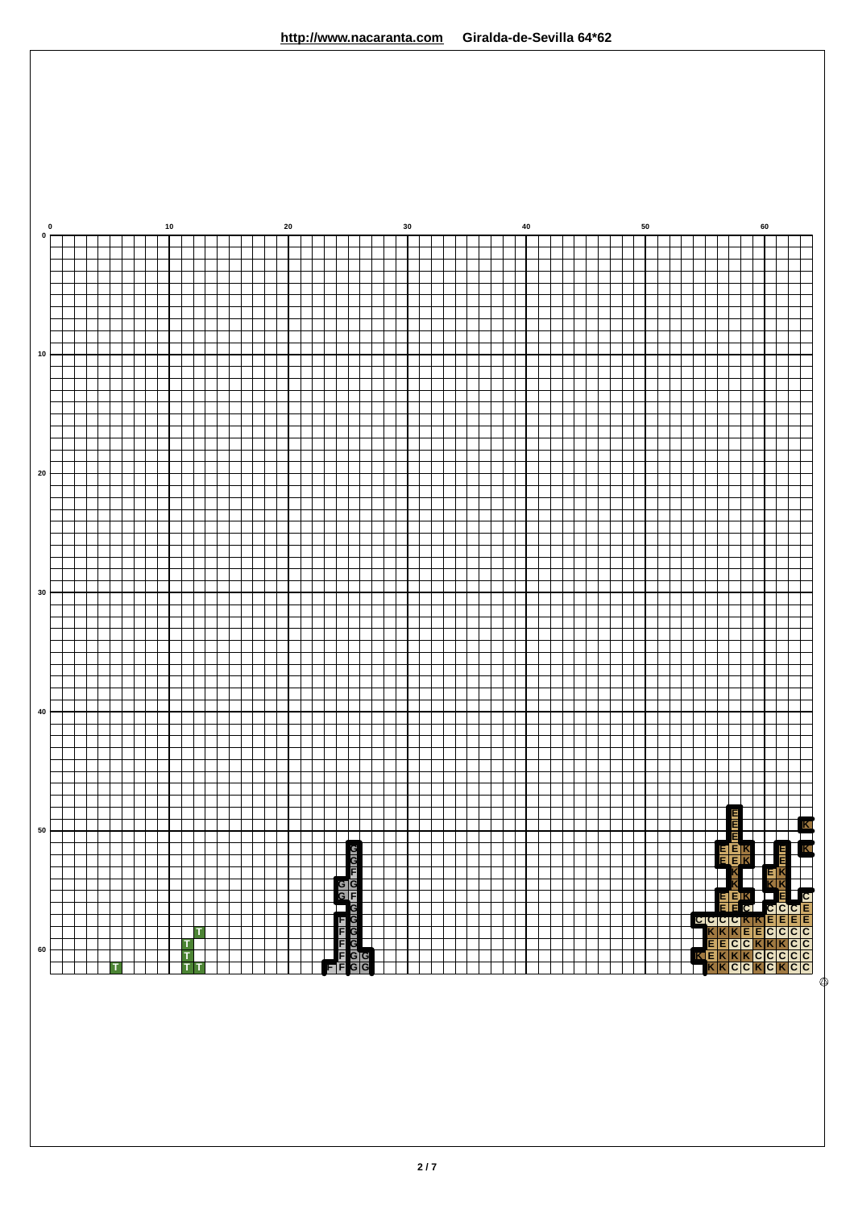**http://www.nacaranta.com** **Giralda-de-Sevilla 64*62**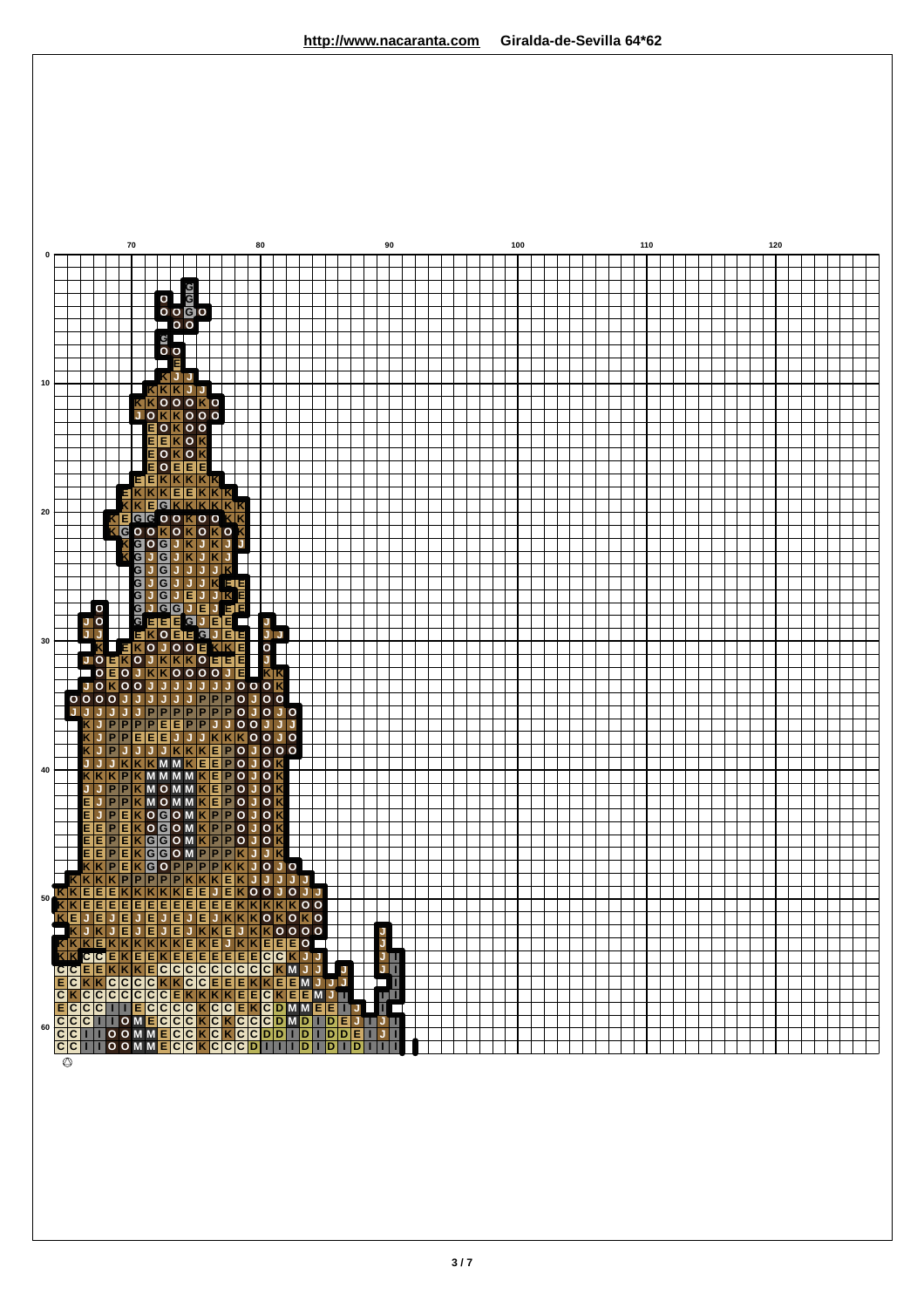http://www.nacaranta.com Giralda-de-Sevilla 64*62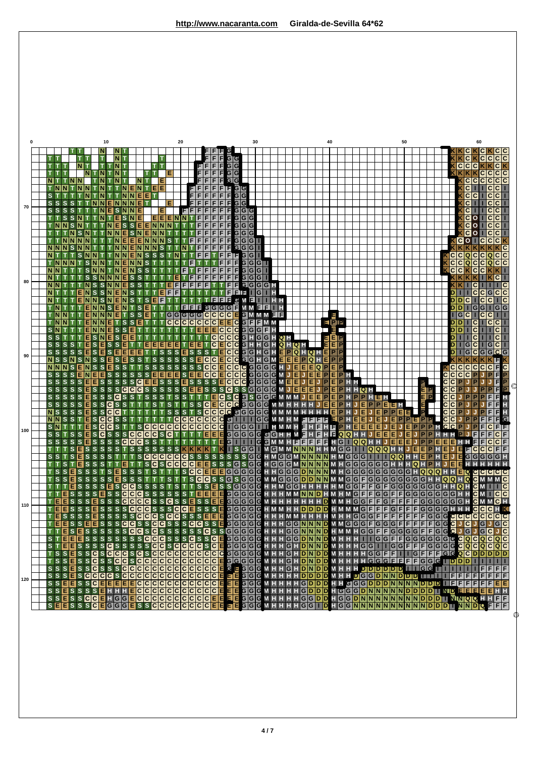http://www.nacaranta.com Giralda-de-Sevilla 64*62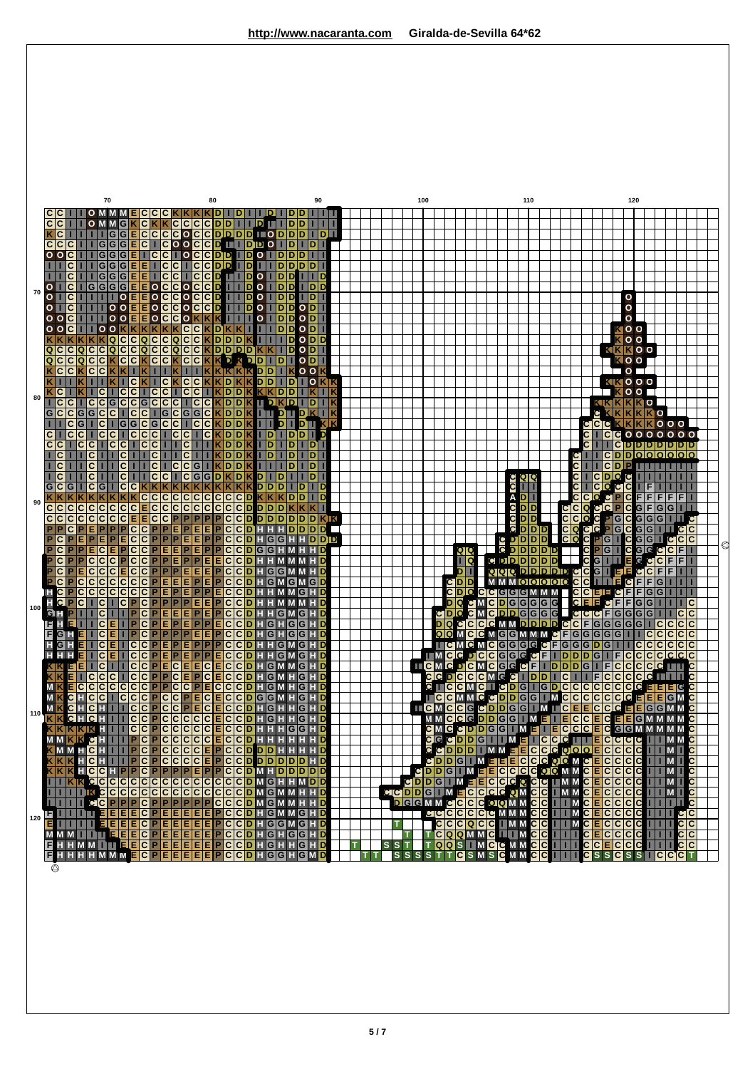**http://www.nacaranta.com** **Giralda-de-Sevilla 64*62**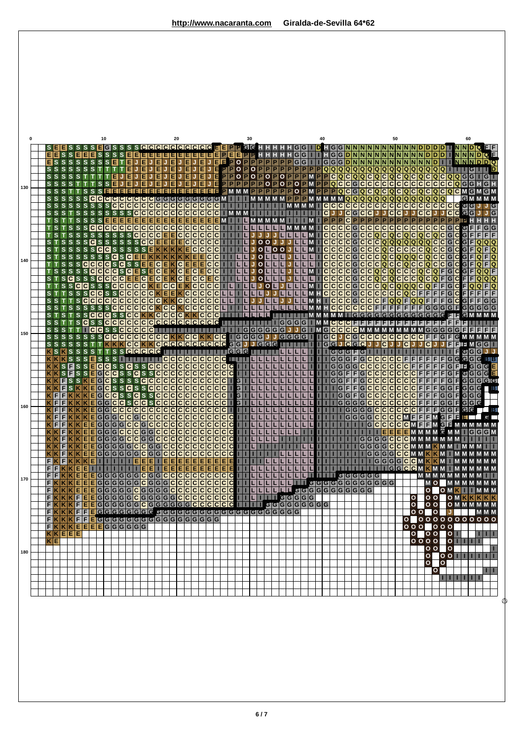**http://www.nacaranta.com** **Giralda-de-Sevilla 64*62**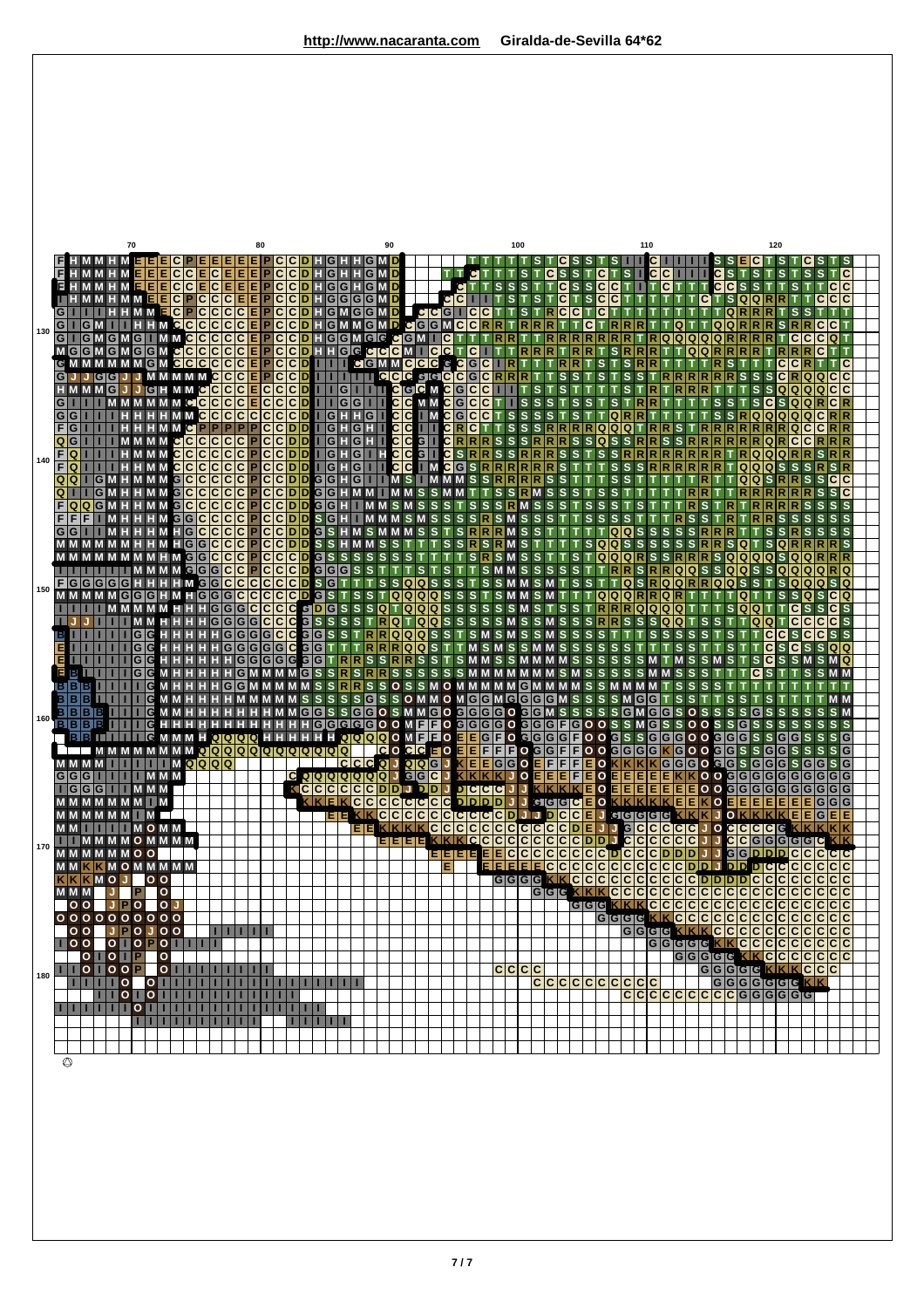http://www.nacaranta.com Giralda-de-Sevilla 64*62